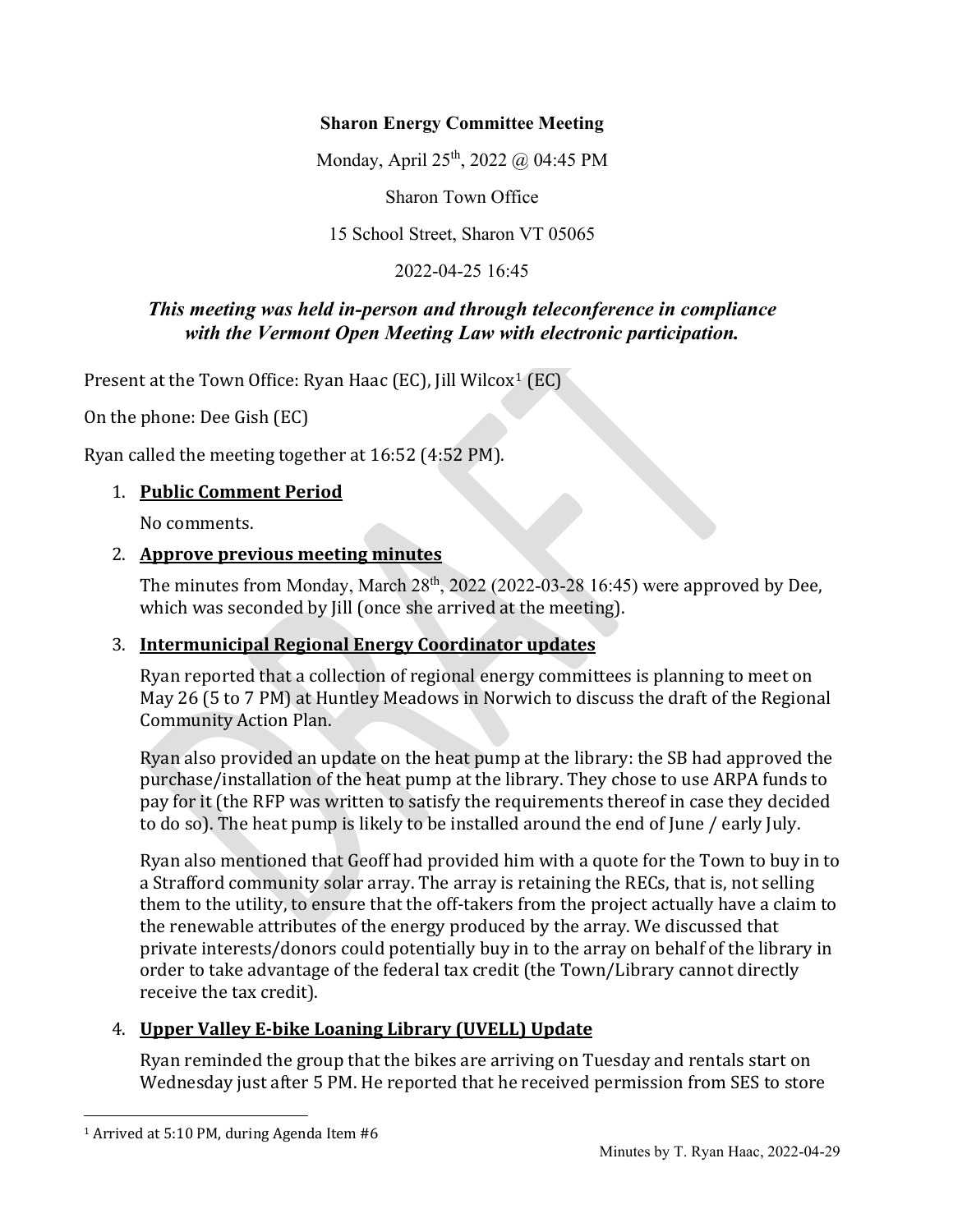**Sharon Energy Committee Meeting**

Monday, April 25th, 2022 @ 04:45 PM

Sharon Town Office

15 School Street, Sharon VT 05065

2022-04-25 16:45

***This meeting was held in-person and through teleconference in compliance with the Vermont Open Meeting Law with electronic participation.***

Present at the Town Office: Ryan Haac (EC), Jill Wilcox[1] (EC)

On the phone: Dee Gish (EC)

Ryan called the meeting together at 16:52 (4:52 PM).

1. **Public Comment Period**

   No comments.

2. **Approve previous meeting minutes**

   The minutes from Monday, March 28th, 2022 (2022-03-28 16:45) were approved by Dee, which was seconded by Jill (once she arrived at the meeting).

3. **Intermunicipal Regional Energy Coordinator updates**

   Ryan reported that a collection of regional energy committees is planning to meet on May 26 (5 to 7 PM) at Huntley Meadows in Norwich to discuss the draft of the Regional Community Action Plan.

   Ryan also provided an update on the heat pump at the library: the SB had approved the purchase/installation of the heat pump at the library. They chose to use ARPA funds to pay for it (the RFP was written to satisfy the requirements thereof in case they decided to do so). The heat pump is likely to be installed around the end of June / early July.

   Ryan also mentioned that Geoff had provided him with a quote for the Town to buy in to a Strafford community solar array. The array is retaining the RECs, that is, not selling them to the utility, to ensure that the off-takers from the project actually have a claim to the renewable attributes of the energy produced by the array. We discussed that private interests/donors could potentially buy in to the array on behalf of the library in order to take advantage of the federal tax credit (the Town/Library cannot directly receive the tax credit).

4. **Upper Valley E-bike Loaning Library (UVELL) Update**

   Ryan reminded the group that the bikes are arriving on Tuesday and rentals start on Wednesday just after 5 PM. He reported that he received permission from SES to store

[1] Arrived at 5:10 PM, during Agenda Item #6

Minutes by T. Ryan Haac, 2022-04-29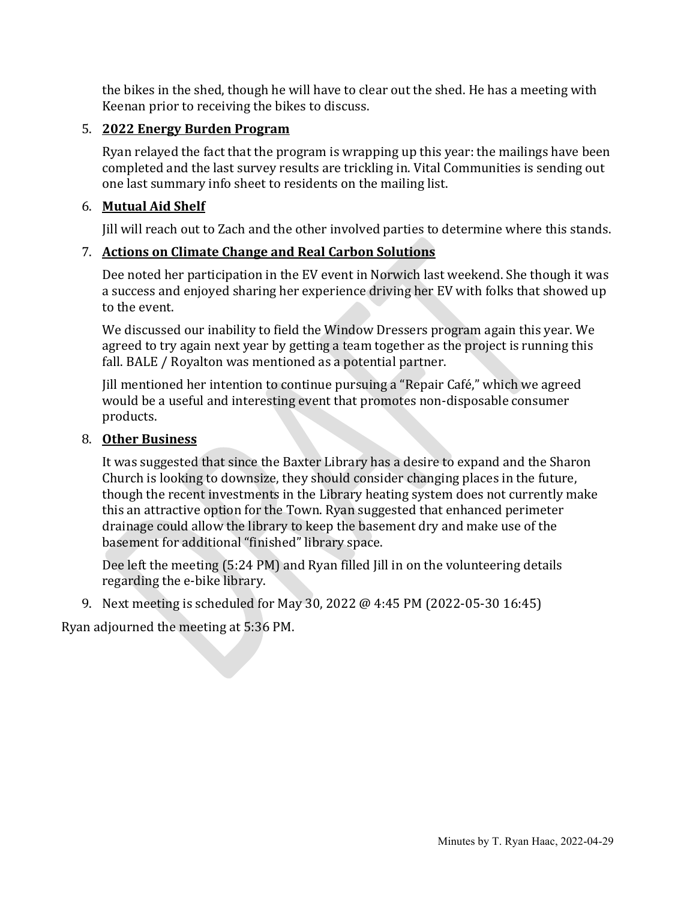the bikes in the shed, though he will have to clear out the shed. He has a meeting with Keenan prior to receiving the bikes to discuss.

5. **2022 Energy Burden Program**

   Ryan relayed the fact that the program is wrapping up this year: the mailings have been completed and the last survey results are trickling in. Vital Communities is sending out one last summary info sheet to residents on the mailing list.

6. **Mutual Aid Shelf**

   Jill will reach out to Zach and the other involved parties to determine where this stands.

7. **Actions on Climate Change and Real Carbon Solutions**

   Dee noted her participation in the EV event in Norwich last weekend. She though it was a success and enjoyed sharing her experience driving her EV with folks that showed up to the event.

   We discussed our inability to field the Window Dressers program again this year. We agreed to try again next year by getting a team together as the project is running this fall. BALE / Royalton was mentioned as a potential partner.

   Jill mentioned her intention to continue pursuing a "Repair Café," which we agreed would be a useful and interesting event that promotes non-disposable consumer products.

8. **Other Business**

   It was suggested that since the Baxter Library has a desire to expand and the Sharon Church is looking to downsize, they should consider changing places in the future, though the recent investments in the Library heating system does not currently make this an attractive option for the Town. Ryan suggested that enhanced perimeter drainage could allow the library to keep the basement dry and make use of the basement for additional "finished" library space.

   Dee left the meeting (5:24 PM) and Ryan filled Jill in on the volunteering details regarding the e-bike library.

9. Next meeting is scheduled for May 30, 2022 @ 4:45 PM (2022-05-30 16:45)

Ryan adjourned the meeting at 5:36 PM.

Minutes by T. Ryan Haac, 2022-04-29